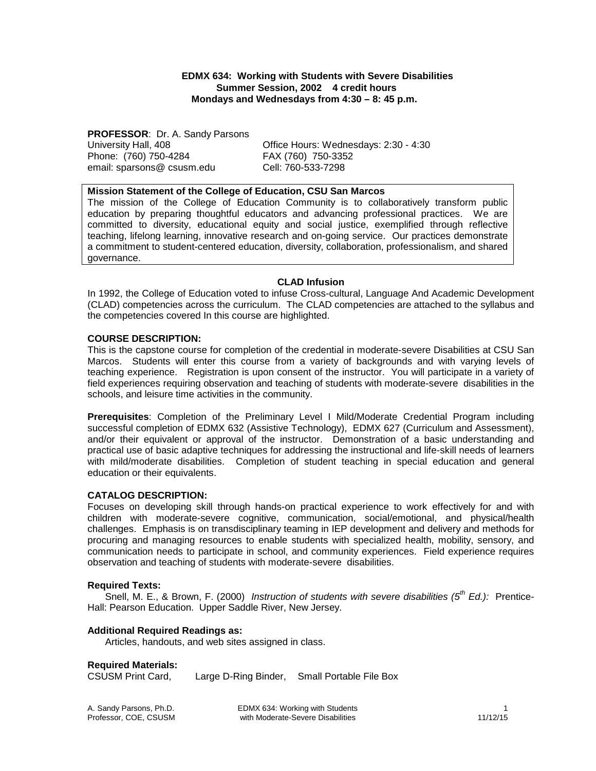**EDMX 634: Working with Students with Severe Disabilities**
**Summer Session, 2002 4 credit hours**
**Mondays and Wednesdays from 4:30 – 8: 45 p.m.**

**PROFESSOR**: Dr. A. Sandy Parsons
University Hall, 408
Phone: (760) 750-4284
email: sparsons@ csusm.edu

Office Hours: Wednesdays: 2:30 - 4:30
FAX (760) 750-3352
Cell: 760-533-7298

**Mission Statement of the College of Education, CSU San Marcos**
The mission of the College of Education Community is to collaboratively transform public education by preparing thoughtful educators and advancing professional practices. We are committed to diversity, educational equity and social justice, exemplified through reflective teaching, lifelong learning, innovative research and on-going service. Our practices demonstrate a commitment to student-centered education, diversity, collaboration, professionalism, and shared governance.

**CLAD Infusion**

In 1992, the College of Education voted to infuse Cross-cultural, Language And Academic Development (CLAD) competencies across the curriculum. The CLAD competencies are attached to the syllabus and the competencies covered In this course are highlighted.

**COURSE DESCRIPTION:**

This is the capstone course for completion of the credential in moderate-severe Disabilities at CSU San Marcos. Students will enter this course from a variety of backgrounds and with varying levels of teaching experience. Registration is upon consent of the instructor. You will participate in a variety of field experiences requiring observation and teaching of students with moderate-severe disabilities in the schools, and leisure time activities in the community.

**Prerequisites**: Completion of the Preliminary Level I Mild/Moderate Credential Program including successful completion of EDMX 632 (Assistive Technology), EDMX 627 (Curriculum and Assessment), and/or their equivalent or approval of the instructor. Demonstration of a basic understanding and practical use of basic adaptive techniques for addressing the instructional and life-skill needs of learners with mild/moderate disabilities. Completion of student teaching in special education and general education or their equivalents.

**CATALOG DESCRIPTION:**

Focuses on developing skill through hands-on practical experience to work effectively for and with children with moderate-severe cognitive, communication, social/emotional, and physical/health challenges. Emphasis is on transdisciplinary teaming in IEP development and delivery and methods for procuring and managing resources to enable students with specialized health, mobility, sensory, and communication needs to participate in school, and community experiences. Field experience requires observation and teaching of students with moderate-severe disabilities.

**Required Texts:**

Snell, M. E., & Brown, F. (2000) *Instruction of students with severe disabilities (5th Ed.):* Prentice-Hall: Pearson Education. Upper Saddle River, New Jersey.

**Additional Required Readings as:**

Articles, handouts, and web sites assigned in class.

**Required Materials:**

CSUSM Print Card, Large D-Ring Binder, Small Portable File Box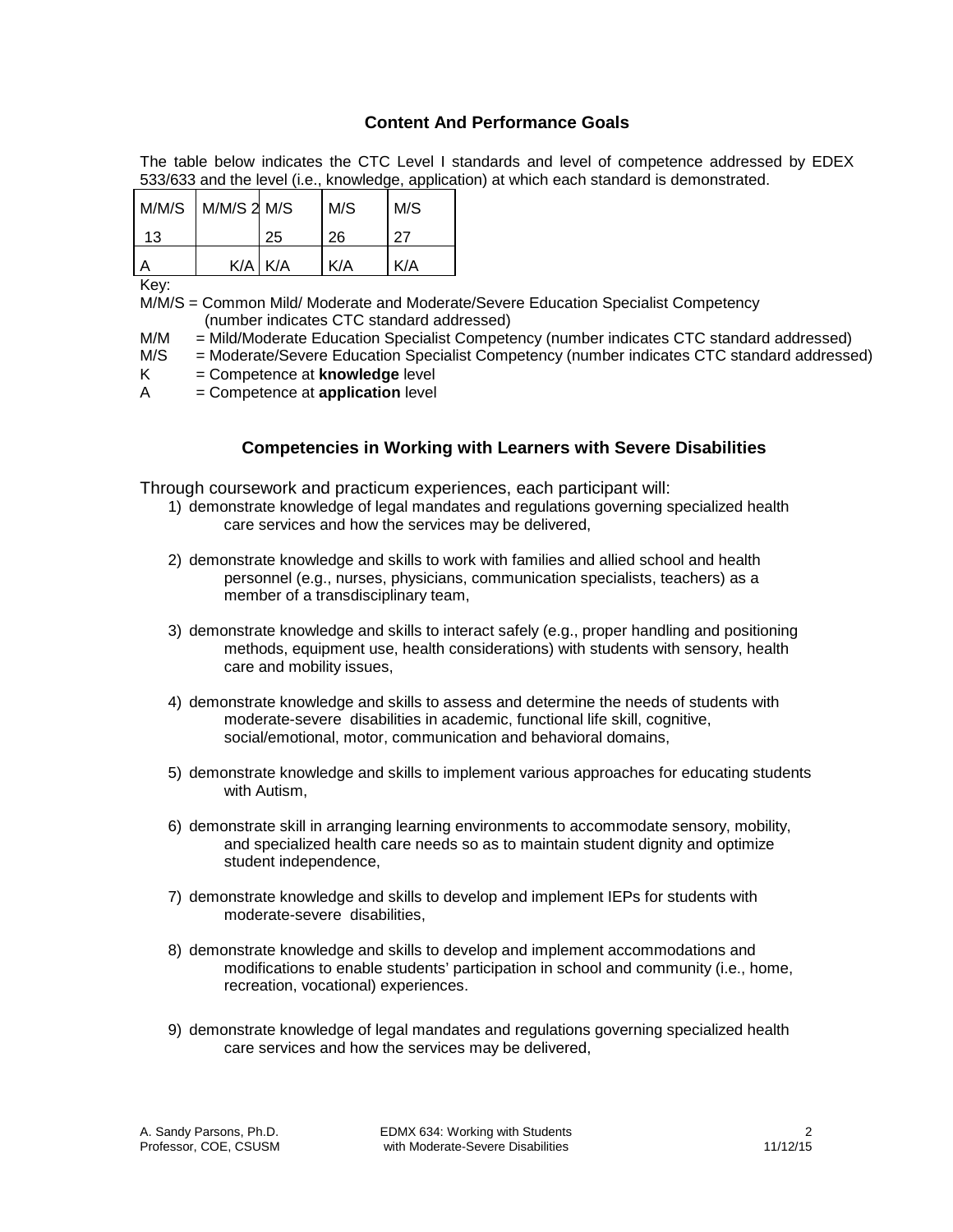## Content And Performance Goals

The table below indicates the CTC Level I standards and level of competence addressed by EDEX 533/633 and the level (i.e., knowledge, application) at which each standard is demonstrated.

| M/M/S | M/M/S 2 | M/S | M/S | M/S |
|---|---|---|---|---|
| 13 | | 25 | 26 | 27 |
| A | K/A | K/A | K/A | K/A |

Key:

M/M/S = Common Mild/ Moderate and Moderate/Severe Education Specialist Competency (number indicates CTC standard addressed)

M/M = Mild/Moderate Education Specialist Competency (number indicates CTC standard addressed)

M/S = Moderate/Severe Education Specialist Competency (number indicates CTC standard addressed)

K = Competence at **knowledge** level

A = Competence at **application** level

## Competencies in Working with Learners with Severe Disabilities

Through coursework and practicum experiences, each participant will:

1) demonstrate knowledge of legal mandates and regulations governing specialized health care services and how the services may be delivered,

2) demonstrate knowledge and skills to work with families and allied school and health personnel (e.g., nurses, physicians, communication specialists, teachers) as a member of a transdisciplinary team,

3) demonstrate knowledge and skills to interact safely (e.g., proper handling and positioning methods, equipment use, health considerations) with students with sensory, health care and mobility issues,

4) demonstrate knowledge and skills to assess and determine the needs of students with moderate-severe disabilities in academic, functional life skill, cognitive, social/emotional, motor, communication and behavioral domains,

5) demonstrate knowledge and skills to implement various approaches for educating students with Autism,

6) demonstrate skill in arranging learning environments to accommodate sensory, mobility, and specialized health care needs so as to maintain student dignity and optimize student independence,

7) demonstrate knowledge and skills to develop and implement IEPs for students with moderate-severe disabilities,

8) demonstrate knowledge and skills to develop and implement accommodations and modifications to enable students' participation in school and community (i.e., home, recreation, vocational) experiences.

9) demonstrate knowledge of legal mandates and regulations governing specialized health care services and how the services may be delivered,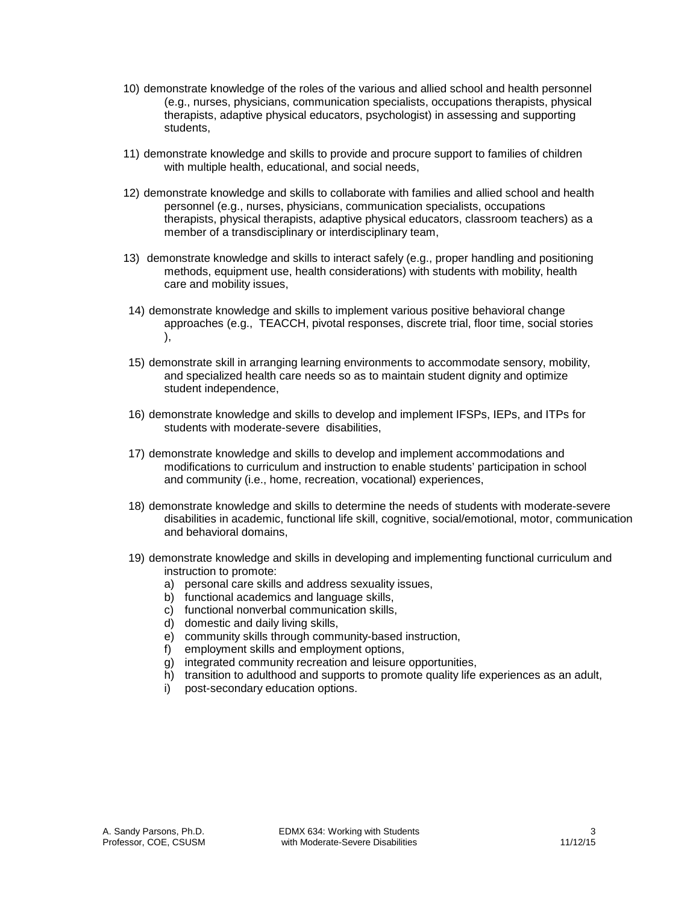10) demonstrate knowledge of the roles of the various and allied school and health personnel (e.g., nurses, physicians, communication specialists, occupations therapists, physical therapists, adaptive physical educators, psychologist) in assessing and supporting students,

11) demonstrate knowledge and skills to provide and procure support to families of children with multiple health, educational, and social needs,

12) demonstrate knowledge and skills to collaborate with families and allied school and health personnel (e.g., nurses, physicians, communication specialists, occupations therapists, physical therapists, adaptive physical educators, classroom teachers) as a member of a transdisciplinary or interdisciplinary team,

13) demonstrate knowledge and skills to interact safely (e.g., proper handling and positioning methods, equipment use, health considerations) with students with mobility, health care and mobility issues,

14) demonstrate knowledge and skills to implement various positive behavioral change approaches (e.g., TEACCH, pivotal responses, discrete trial, floor time, social stories ),

15) demonstrate skill in arranging learning environments to accommodate sensory, mobility, and specialized health care needs so as to maintain student dignity and optimize student independence,

16) demonstrate knowledge and skills to develop and implement IFSPs, IEPs, and ITPs for students with moderate-severe disabilities,

17) demonstrate knowledge and skills to develop and implement accommodations and modifications to curriculum and instruction to enable students' participation in school and community (i.e., home, recreation, vocational) experiences,

18) demonstrate knowledge and skills to determine the needs of students with moderate-severe disabilities in academic, functional life skill, cognitive, social/emotional, motor, communication and behavioral domains,

19) demonstrate knowledge and skills in developing and implementing functional curriculum and instruction to promote:
    a) personal care skills and address sexuality issues,
    b) functional academics and language skills,
    c) functional nonverbal communication skills,
    d) domestic and daily living skills,
    e) community skills through community-based instruction,
    f) employment skills and employment options,
    g) integrated community recreation and leisure opportunities,
    h) transition to adulthood and supports to promote quality life experiences as an adult,
    i) post-secondary education options.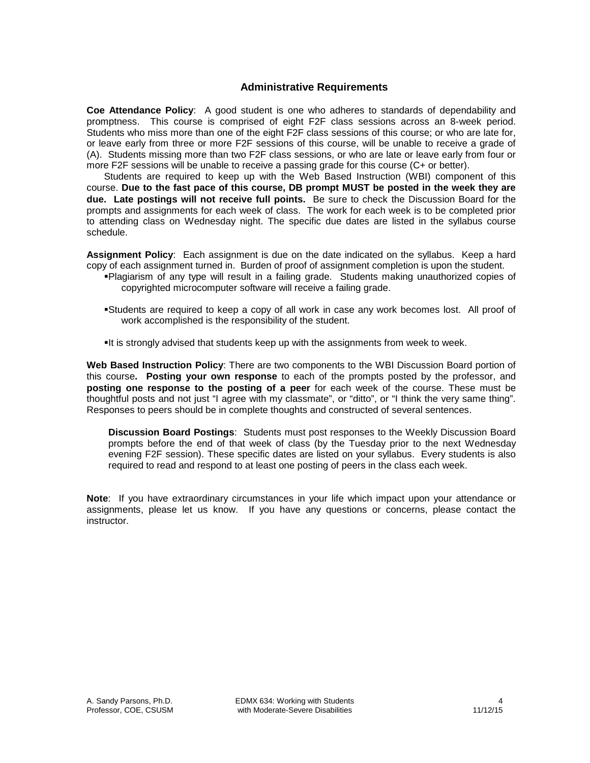## Administrative Requirements

**Coe Attendance Policy**: A good student is one who adheres to standards of dependability and promptness. This course is comprised of eight F2F class sessions across an 8-week period. Students who miss more than one of the eight F2F class sessions of this course; or who are late for, or leave early from three or more F2F sessions of this course, will be unable to receive a grade of (A). Students missing more than two F2F class sessions, or who are late or leave early from four or more F2F sessions will be unable to receive a passing grade for this course (C+ or better).

Students are required to keep up with the Web Based Instruction (WBI) component of this course. **Due to the fast pace of this course, DB prompt MUST be posted in the week they are due. Late postings will not receive full points.** Be sure to check the Discussion Board for the prompts and assignments for each week of class. The work for each week is to be completed prior to attending class on Wednesday night. The specific due dates are listed in the syllabus course schedule.

**Assignment Policy**: Each assignment is due on the date indicated on the syllabus. Keep a hard copy of each assignment turned in. Burden of proof of assignment completion is upon the student.

- Plagiarism of any type will result in a failing grade. Students making unauthorized copies of copyrighted microcomputer software will receive a failing grade.
- Students are required to keep a copy of all work in case any work becomes lost. All proof of work accomplished is the responsibility of the student.
- It is strongly advised that students keep up with the assignments from week to week.

**Web Based Instruction Policy**: There are two components to the WBI Discussion Board portion of this course**. Posting your own response** to each of the prompts posted by the professor, and **posting one response to the posting of a peer** for each week of the course. These must be thoughtful posts and not just "I agree with my classmate", or "ditto", or "I think the very same thing". Responses to peers should be in complete thoughts and constructed of several sentences.

**Discussion Board Postings**: Students must post responses to the Weekly Discussion Board prompts before the end of that week of class (by the Tuesday prior to the next Wednesday evening F2F session). These specific dates are listed on your syllabus. Every students is also required to read and respond to at least one posting of peers in the class each week.

**Note**: If you have extraordinary circumstances in your life which impact upon your attendance or assignments, please let us know. If you have any questions or concerns, please contact the instructor.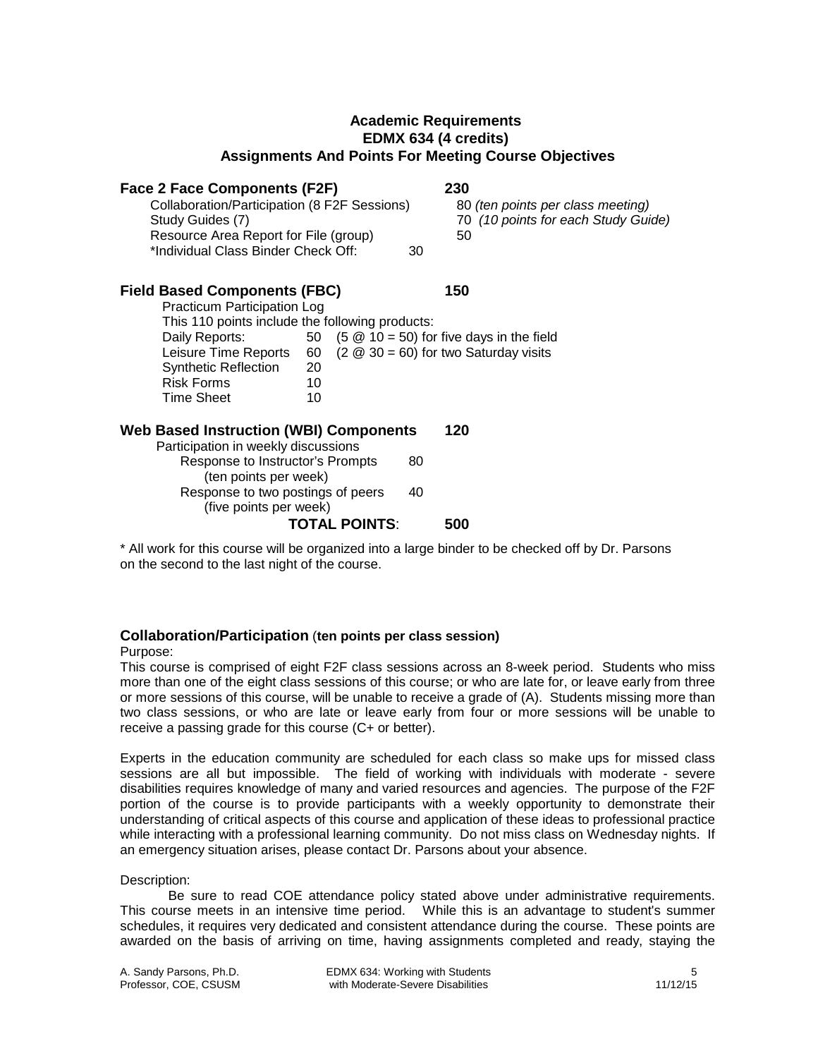## Academic Requirements
## EDMX 634 (4 credits)
## Assignments And Points For Meeting Course Objectives

| | | |
|---|---|---|
| **Face 2 Face Components (F2F)** | | **230** |
| Collaboration/Participation (8 F2F Sessions) | | 80 *(ten points per class meeting)* |
| Study Guides (7) | | 70 *(10 points for each Study Guide)* |
| Resource Area Report for File (group) | | 50 |
| *Individual Class Binder Check Off: | 30 | |

| | | |
|---|---|---|
| **Field Based Components (FBC)** | | **150** |
| Practicum Participation Log | | |
| This 110 points include the following products: | | |
| Daily Reports: | 50 | (5 @ 10 = 50) for five days in the field |
| Leisure Time Reports | 60 | (2 @ 30 = 60) for two Saturday visits |
| Synthetic Reflection | 20 | |
| Risk Forms | 10 | |
| Time Sheet | 10 | |

| | | |
|---|---|---|
| **Web Based Instruction (WBI) Components** | | **120** |
| Participation in weekly discussions | | |
| Response to Instructor's Prompts (ten points per week) | 80 | |
| Response to two postings of peers (five points per week) | 40 | |
| **TOTAL POINTS**: | | **500** |

* All work for this course will be organized into a large binder to be checked off by Dr. Parsons on the second to the last night of the course.

### Collaboration/Participation (ten points per class session)

Purpose:

This course is comprised of eight F2F class sessions across an 8-week period. Students who miss more than one of the eight class sessions of this course; or who are late for, or leave early from three or more sessions of this course, will be unable to receive a grade of (A). Students missing more than two class sessions, or who are late or leave early from four or more sessions will be unable to receive a passing grade for this course (C+ or better).

Experts in the education community are scheduled for each class so make ups for missed class sessions are all but impossible. The field of working with individuals with moderate - severe disabilities requires knowledge of many and varied resources and agencies. The purpose of the F2F portion of the course is to provide participants with a weekly opportunity to demonstrate their understanding of critical aspects of this course and application of these ideas to professional practice while interacting with a professional learning community. Do not miss class on Wednesday nights. If an emergency situation arises, please contact Dr. Parsons about your absence.

Description:

Be sure to read COE attendance policy stated above under administrative requirements. This course meets in an intensive time period. While this is an advantage to student's summer schedules, it requires very dedicated and consistent attendance during the course. These points are awarded on the basis of arriving on time, having assignments completed and ready, staying the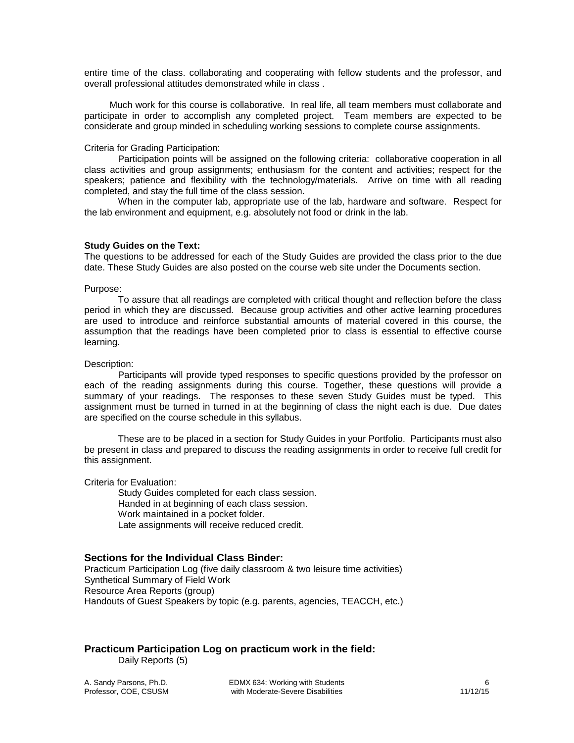entire time of the class. collaborating and cooperating with fellow students and the professor, and overall professional attitudes demonstrated while in class .

Much work for this course is collaborative. In real life, all team members must collaborate and participate in order to accomplish any completed project. Team members are expected to be considerate and group minded in scheduling working sessions to complete course assignments.

Criteria for Grading Participation:

Participation points will be assigned on the following criteria: collaborative cooperation in all class activities and group assignments; enthusiasm for the content and activities; respect for the speakers; patience and flexibility with the technology/materials. Arrive on time with all reading completed, and stay the full time of the class session.

When in the computer lab, appropriate use of the lab, hardware and software. Respect for the lab environment and equipment, e.g. absolutely not food or drink in the lab.

**Study Guides on the Text:**

The questions to be addressed for each of the Study Guides are provided the class prior to the due date. These Study Guides are also posted on the course web site under the Documents section.

Purpose:

To assure that all readings are completed with critical thought and reflection before the class period in which they are discussed. Because group activities and other active learning procedures are used to introduce and reinforce substantial amounts of material covered in this course, the assumption that the readings have been completed prior to class is essential to effective course learning.

Description:

Participants will provide typed responses to specific questions provided by the professor on each of the reading assignments during this course. Together, these questions will provide a summary of your readings. The responses to these seven Study Guides must be typed. This assignment must be turned in turned in at the beginning of class the night each is due. Due dates are specified on the course schedule in this syllabus.

These are to be placed in a section for Study Guides in your Portfolio. Participants must also be present in class and prepared to discuss the reading assignments in order to receive full credit for this assignment.

Criteria for Evaluation:

Study Guides completed for each class session.
Handed in at beginning of each class session.
Work maintained in a pocket folder.
Late assignments will receive reduced credit.

## Sections for the Individual Class Binder:

Practicum Participation Log (five daily classroom & two leisure time activities)
Synthetical Summary of Field Work
Resource Area Reports (group)
Handouts of Guest Speakers by topic (e.g. parents, agencies, TEACCH, etc.)

## Practicum Participation Log on practicum work in the field:

Daily Reports (5)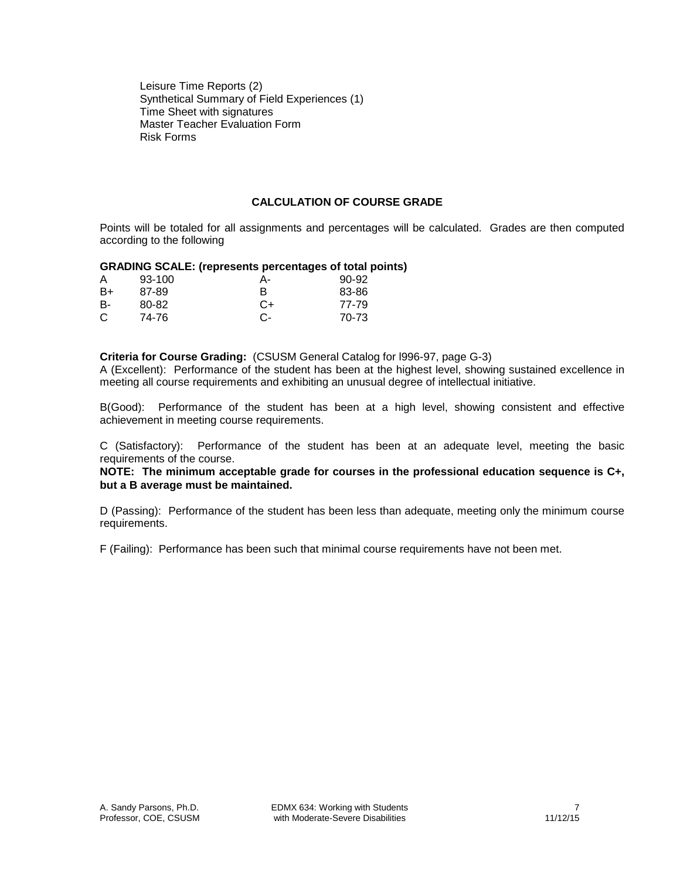Leisure Time Reports (2)
Synthetical Summary of Field Experiences (1)
Time Sheet with signatures
Master Teacher Evaluation Form
Risk Forms

## CALCULATION OF COURSE GRADE

Points will be totaled for all assignments and percentages will be calculated. Grades are then computed according to the following

**GRADING SCALE: (represents percentages of total points)**

| | | | |
|---|---|---|---|
| A | 93-100 | A- | 90-92 |
| B+ | 87-89 | B | 83-86 |
| B- | 80-82 | C+ | 77-79 |
| C | 74-76 | C- | 70-73 |

**Criteria for Course Grading:** (CSUSM General Catalog for l996-97, page G-3)
A (Excellent): Performance of the student has been at the highest level, showing sustained excellence in meeting all course requirements and exhibiting an unusual degree of intellectual initiative.

B(Good): Performance of the student has been at a high level, showing consistent and effective achievement in meeting course requirements.

C (Satisfactory): Performance of the student has been at an adequate level, meeting the basic requirements of the course.
**NOTE: The minimum acceptable grade for courses in the professional education sequence is C+, but a B average must be maintained.**

D (Passing): Performance of the student has been less than adequate, meeting only the minimum course requirements.

F (Failing): Performance has been such that minimal course requirements have not been met.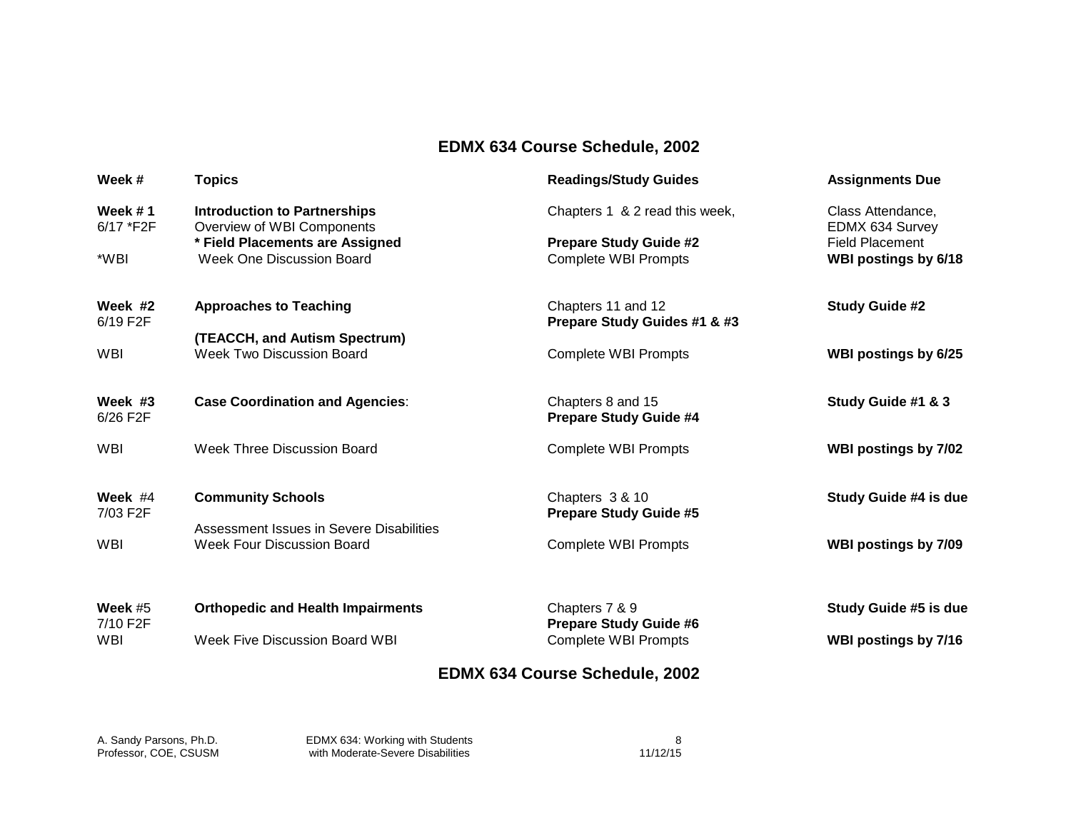## EDMX 634 Course Schedule, 2002

| Week # | Topics | Readings/Study Guides | Assignments Due |
|---|---|---|---|
| **Week # 1** 6/17 *F2F | **Introduction to Partnerships** Overview of WBI Components **\* Field Placements are Assigned** | Chapters 1 & 2 read this week, **Prepare Study Guide #2** | Class Attendance, EDMX 634 Survey Field Placement |
| *WBI | Week One Discussion Board | Complete WBI Prompts | **WBI postings by 6/18** |
| **Week #2** 6/19 F2F | **Approaches to Teaching (TEACCH, and Autism Spectrum)** | Chapters 11 and 12 **Prepare Study Guides #1 & #3** | **Study Guide #2** |
| WBI | Week Two Discussion Board | Complete WBI Prompts | **WBI postings by 6/25** |
| **Week #3** 6/26 F2F | **Case Coordination and Agencies**: | Chapters 8 and 15 **Prepare Study Guide #4** | **Study Guide #1 & 3** |
| WBI | Week Three Discussion Board | Complete WBI Prompts | **WBI postings by 7/02** |
| **Week** #4 7/03 F2F | **Community Schools** Assessment Issues in Severe Disabilities | Chapters 3 & 10 **Prepare Study Guide #5** | **Study Guide #4 is due** |
| WBI | Week Four Discussion Board | Complete WBI Prompts | **WBI postings by 7/09** |
| **Week** #5 7/10 F2F | **Orthopedic and Health Impairments** | Chapters 7 & 9 **Prepare Study Guide #6** | **Study Guide #5 is due** |
| WBI | Week Five Discussion Board WBI | Complete WBI Prompts | **WBI postings by 7/16** |

## EDMX 634 Course Schedule, 2002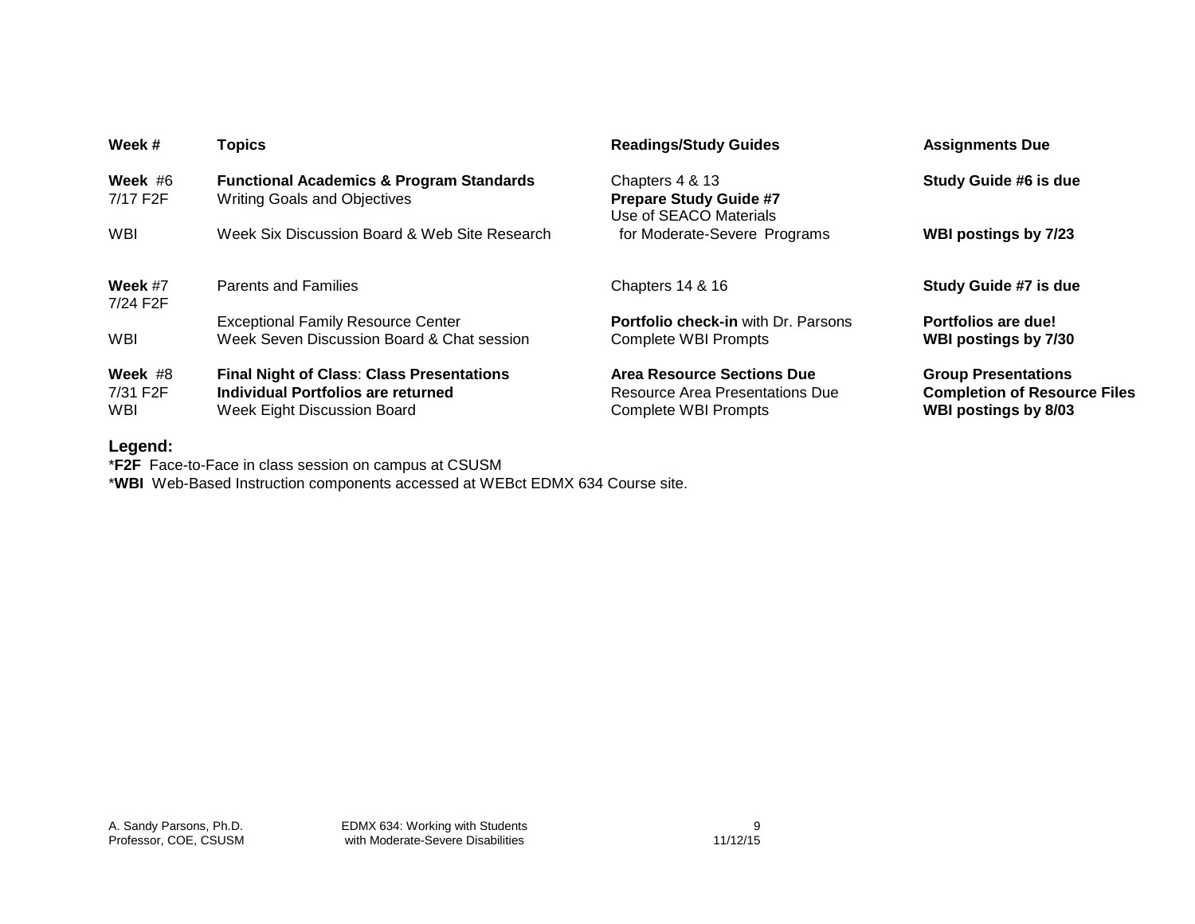| Week # | Topics | Readings/Study Guides | Assignments Due |
|---|---|---|---|
| **Week** #6<br>7/17 F2F | **Functional Academics & Program Standards**<br>Writing Goals and Objectives | Chapters 4 & 13<br>**Prepare Study Guide #7**<br>Use of SEACO Materials | **Study Guide #6 is due** |
| WBI | Week Six Discussion Board & Web Site Research | for Moderate-Severe Programs | **WBI postings by 7/23** |
| **Week** #7<br>7/24 F2F | Parents and Families | Chapters 14 & 16 | **Study Guide #7 is due** |
| | Exceptional Family Resource Center | **Portfolio check-in** with Dr. Parsons | **Portfolios are due!** |
| WBI | Week Seven Discussion Board & Chat session | Complete WBI Prompts | **WBI postings by 7/30** |
| **Week** #8<br>7/31 F2F<br>WBI | **Final Night of Class**: **Class Presentations**<br>**Individual Portfolios are returned**<br>Week Eight Discussion Board | **Area Resource Sections Due**<br>Resource Area Presentations Due<br>Complete WBI Prompts | **Group Presentations**<br>**Completion of Resource Files**<br>**WBI postings by 8/03** |

**Legend:**

*__F2F__ Face-to-Face in class session on campus at CSUSM

*__WBI__ Web-Based Instruction components accessed at WEBct EDMX 634 Course site.